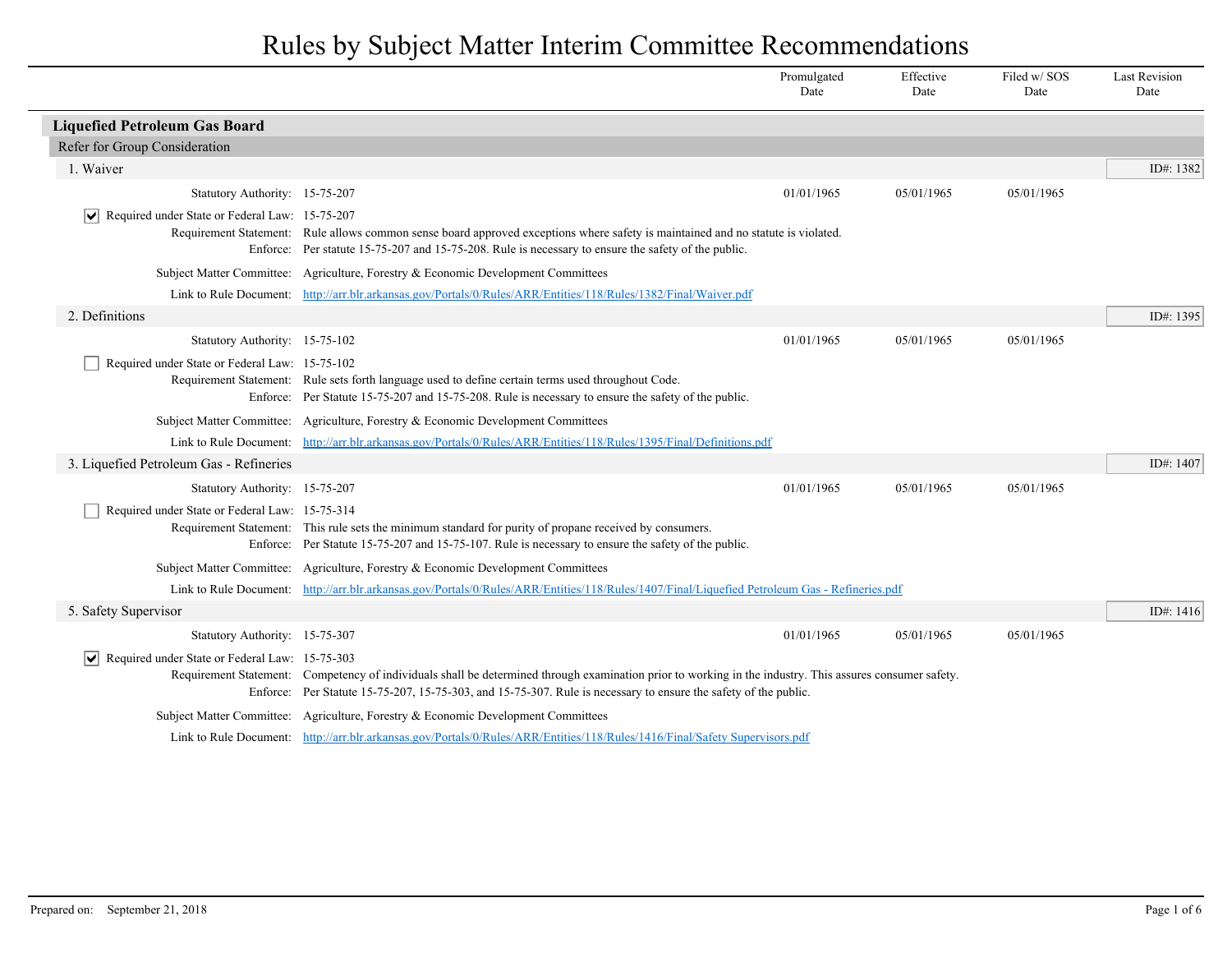# Rules by Subject Matter Interim Committee Recommendations

| | Promulgated Date | Effective Date | Filed w/ SOS Date | Last Revision Date |
|---|---|---|---|---|

## Liquefied Petroleum Gas Board

### Refer for Group Consideration

#### 1. Waiver

ID#: 1382

| | Promulgated Date | Effective Date | Filed w/ SOS Date | Last Revision Date |
|---|---|---|---|---|
| Statutory Authority: 15-75-207 | 01/01/1965 | 05/01/1965 | 05/01/1965 | |

- [x] Required under State or Federal Law: 15-75-207

Requirement Statement: Rule allows common sense board approved exceptions where safety is maintained and no statute is violated.

Enforce: Per statute 15-75-207 and 15-75-208. Rule is necessary to ensure the safety of the public.

Subject Matter Committee: Agriculture, Forestry & Economic Development Committees

Link to Rule Document: http://arr.blr.arkansas.gov/Portals/0/Rules/ARR/Entities/118/Rules/1382/Final/Waiver.pdf

#### 2. Definitions

ID#: 1395

| | Promulgated Date | Effective Date | Filed w/ SOS Date | Last Revision Date |
|---|---|---|---|---|
| Statutory Authority: 15-75-102 | 01/01/1965 | 05/01/1965 | 05/01/1965 | |

- [ ] Required under State or Federal Law: 15-75-102

Requirement Statement: Rule sets forth language used to define certain terms used throughout Code.

Enforce: Per Statute 15-75-207 and 15-75-208. Rule is necessary to ensure the safety of the public.

Subject Matter Committee: Agriculture, Forestry & Economic Development Committees

Link to Rule Document: http://arr.blr.arkansas.gov/Portals/0/Rules/ARR/Entities/118/Rules/1395/Final/Definitions.pdf

#### 3. Liquefied Petroleum Gas - Refineries

ID#: 1407

| | Promulgated Date | Effective Date | Filed w/ SOS Date | Last Revision Date |
|---|---|---|---|---|
| Statutory Authority: 15-75-207 | 01/01/1965 | 05/01/1965 | 05/01/1965 | |

- [ ] Required under State or Federal Law: 15-75-314

Requirement Statement: This rule sets the minimum standard for purity of propane received by consumers.

Enforce: Per Statute 15-75-207 and 15-75-107. Rule is necessary to ensure the safety of the public.

Subject Matter Committee: Agriculture, Forestry & Economic Development Committees

Link to Rule Document: http://arr.blr.arkansas.gov/Portals/0/Rules/ARR/Entities/118/Rules/1407/Final/Liquefied Petroleum Gas - Refineries.pdf

#### 5. Safety Supervisor

ID#: 1416

| | Promulgated Date | Effective Date | Filed w/ SOS Date | Last Revision Date |
|---|---|---|---|---|
| Statutory Authority: 15-75-307 | 01/01/1965 | 05/01/1965 | 05/01/1965 | |

- [x] Required under State or Federal Law: 15-75-303

Requirement Statement: Competency of individuals shall be determined through examination prior to working in the industry. This assures consumer safety.

Enforce: Per Statute 15-75-207, 15-75-303, and 15-75-307. Rule is necessary to ensure the safety of the public.

Subject Matter Committee: Agriculture, Forestry & Economic Development Committees

Link to Rule Document: http://arr.blr.arkansas.gov/Portals/0/Rules/ARR/Entities/118/Rules/1416/Final/Safety Supervisors.pdf

Prepared on: September 21, 2018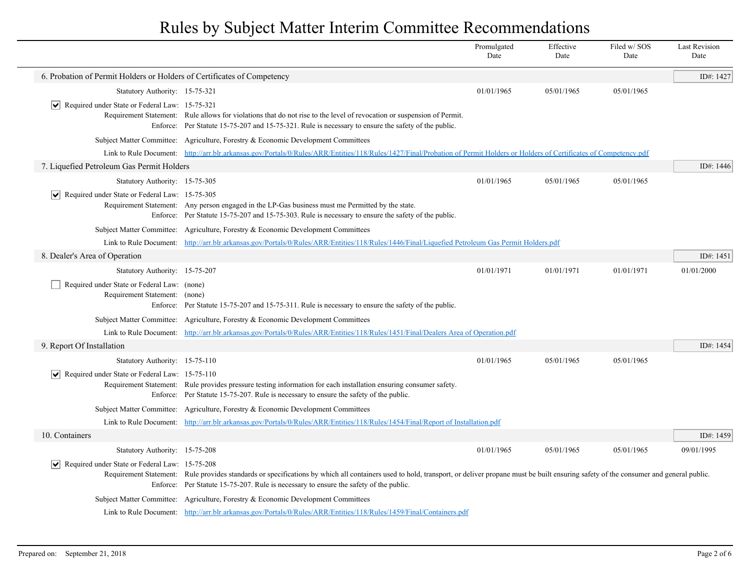# Rules by Subject Matter Interim Committee Recommendations

| | Promulgated Date | Effective Date | Filed w/ SOS Date | Last Revision Date |
|---|---|---|---|---|

## 6. Probation of Permit Holders or Holders of Certificates of Competency

ID#: 1427

| | Promulgated Date | Effective Date | Filed w/ SOS Date | Last Revision Date |
|---|---|---|---|---|
| Statutory Authority: 15-75-321 | 01/01/1965 | 05/01/1965 | 05/01/1965 | |

- [x] Required under State or Federal Law: 15-75-321

Requirement Statement: Rule allows for violations that do not rise to the level of revocation or suspension of Permit.

Enforce: Per Statute 15-75-207 and 15-75-321. Rule is necessary to ensure the safety of the public.

Subject Matter Committee: Agriculture, Forestry & Economic Development Committees

Link to Rule Document: [http://arr.blr.arkansas.gov/Portals/0/Rules/ARR/Entities/118/Rules/1427/Final/Probation of Permit Holders or Holders of Certificates of Competency.pdf](http://arr.blr.arkansas.gov/Portals/0/Rules/ARR/Entities/118/Rules/1427/Final/Probation of Permit Holders or Holders of Certificates of Competency.pdf)

## 7. Liquefied Petroleum Gas Permit Holders

ID#: 1446

| | Promulgated Date | Effective Date | Filed w/ SOS Date | Last Revision Date |
|---|---|---|---|---|
| Statutory Authority: 15-75-305 | 01/01/1965 | 05/01/1965 | 05/01/1965 | |

- [x] Required under State or Federal Law: 15-75-305

Requirement Statement: Any person engaged in the LP-Gas business must me Permitted by the state.

Enforce: Per Statute 15-75-207 and 15-75-303. Rule is necessary to ensure the safety of the public.

Subject Matter Committee: Agriculture, Forestry & Economic Development Committees

Link to Rule Document: [http://arr.blr.arkansas.gov/Portals/0/Rules/ARR/Entities/118/Rules/1446/Final/Liquefied Petroleum Gas Permit Holders.pdf](http://arr.blr.arkansas.gov/Portals/0/Rules/ARR/Entities/118/Rules/1446/Final/Liquefied Petroleum Gas Permit Holders.pdf)

## 8. Dealer's Area of Operation

ID#: 1451

| | Promulgated Date | Effective Date | Filed w/ SOS Date | Last Revision Date |
|---|---|---|---|---|
| Statutory Authority: 15-75-207 | 01/01/1971 | 01/01/1971 | 01/01/1971 | 01/01/2000 |

- [ ] Required under State or Federal Law: (none)

Requirement Statement: (none)

Enforce: Per Statute 15-75-207 and 15-75-311. Rule is necessary to ensure the safety of the public.

Subject Matter Committee: Agriculture, Forestry & Economic Development Committees

Link to Rule Document: [http://arr.blr.arkansas.gov/Portals/0/Rules/ARR/Entities/118/Rules/1451/Final/Dealers Area of Operation.pdf](http://arr.blr.arkansas.gov/Portals/0/Rules/ARR/Entities/118/Rules/1451/Final/Dealers Area of Operation.pdf)

## 9. Report Of Installation

ID#: 1454

| | Promulgated Date | Effective Date | Filed w/ SOS Date | Last Revision Date |
|---|---|---|---|---|
| Statutory Authority: 15-75-110 | 01/01/1965 | 05/01/1965 | 05/01/1965 | |

- [x] Required under State or Federal Law: 15-75-110

Requirement Statement: Rule provides pressure testing information for each installation ensuring consumer safety.

Enforce: Per Statute 15-75-207. Rule is necessary to ensure the safety of the public.

Subject Matter Committee: Agriculture, Forestry & Economic Development Committees

Link to Rule Document: [http://arr.blr.arkansas.gov/Portals/0/Rules/ARR/Entities/118/Rules/1454/Final/Report of Installation.pdf](http://arr.blr.arkansas.gov/Portals/0/Rules/ARR/Entities/118/Rules/1454/Final/Report of Installation.pdf)

## 10. Containers

ID#: 1459

| | Promulgated Date | Effective Date | Filed w/ SOS Date | Last Revision Date |
|---|---|---|---|---|
| Statutory Authority: 15-75-208 | 01/01/1965 | 05/01/1965 | 05/01/1965 | 09/01/1995 |

- [x] Required under State or Federal Law: 15-75-208

Requirement Statement: Rule provides standards or specifications by which all containers used to hold, transport, or deliver propane must be built ensuring safety of the consumer and general public.

Enforce: Per Statute 15-75-207. Rule is necessary to ensure the safety of the public.

Subject Matter Committee: Agriculture, Forestry & Economic Development Committees

Link to Rule Document: [http://arr.blr.arkansas.gov/Portals/0/Rules/ARR/Entities/118/Rules/1459/Final/Containers.pdf](http://arr.blr.arkansas.gov/Portals/0/Rules/ARR/Entities/118/Rules/1459/Final/Containers.pdf)

Prepared on: September 21, 2018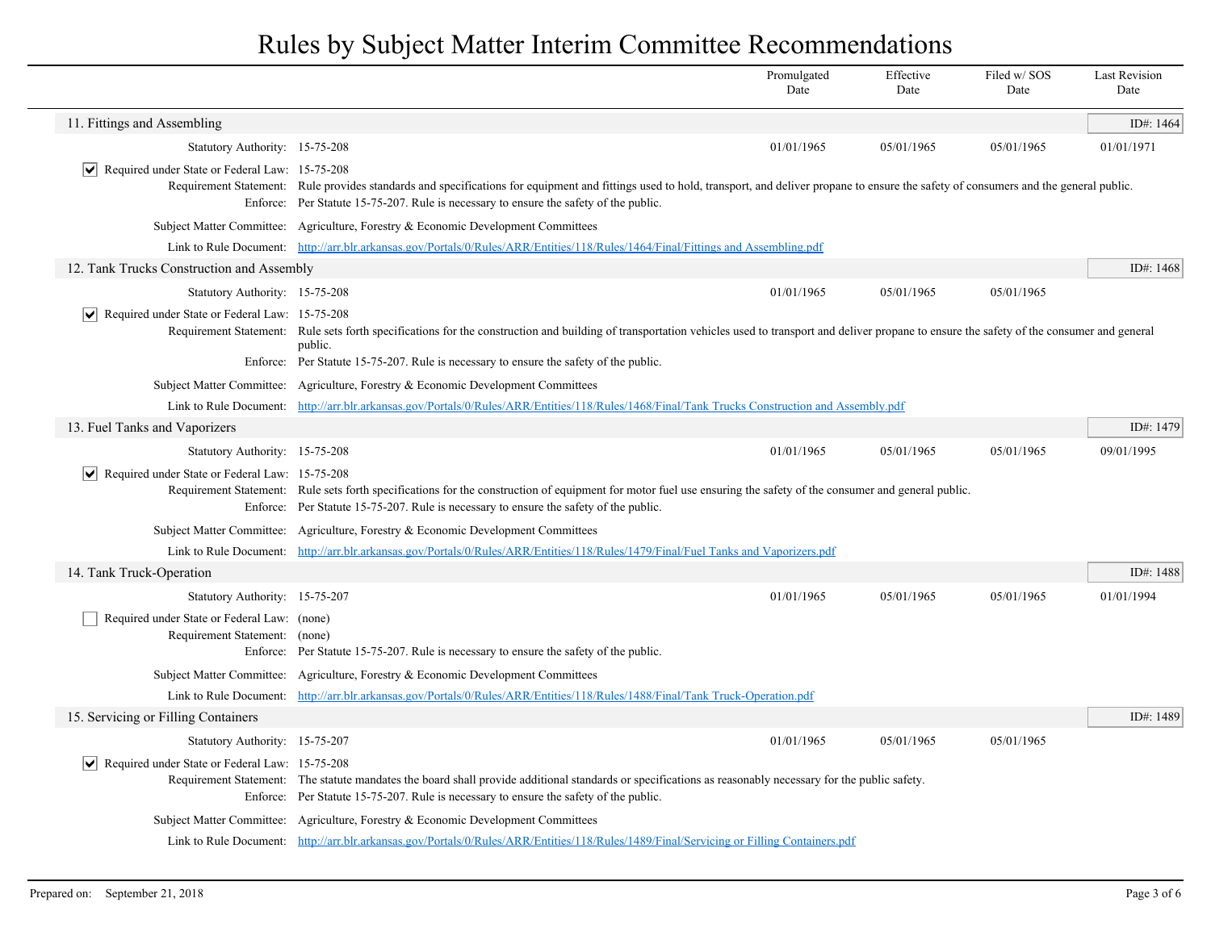# Rules by Subject Matter Interim Committee Recommendations

| | Promulgated Date | Effective Date | Filed w/ SOS Date | Last Revision Date |
|---|---|---|---|---|

## 11. Fittings and Assembling

ID#: 1464

| | Promulgated Date | Effective Date | Filed w/ SOS Date | Last Revision Date |
|---|---|---|---|---|
| Statutory Authority: 15-75-208 | 01/01/1965 | 05/01/1965 | 05/01/1965 | 01/01/1971 |

☑ Required under State or Federal Law: 15-75-208

Requirement Statement: Rule provides standards and specifications for equipment and fittings used to hold, transport, and deliver propane to ensure the safety of consumers and the general public.

Enforce: Per Statute 15-75-207. Rule is necessary to ensure the safety of the public.

Subject Matter Committee: Agriculture, Forestry & Economic Development Committees

Link to Rule Document: [http://arr.blr.arkansas.gov/Portals/0/Rules/ARR/Entities/118/Rules/1464/Final/Fittings and Assembling.pdf](http://arr.blr.arkansas.gov/Portals/0/Rules/ARR/Entities/118/Rules/1464/Final/Fittings and Assembling.pdf)

## 12. Tank Trucks Construction and Assembly

ID#: 1468

| | Promulgated Date | Effective Date | Filed w/ SOS Date | Last Revision Date |
|---|---|---|---|---|
| Statutory Authority: 15-75-208 | 01/01/1965 | 05/01/1965 | 05/01/1965 | |

☑ Required under State or Federal Law: 15-75-208

Requirement Statement: Rule sets forth specifications for the construction and building of transportation vehicles used to transport and deliver propane to ensure the safety of the consumer and general public.

Enforce: Per Statute 15-75-207. Rule is necessary to ensure the safety of the public.

Subject Matter Committee: Agriculture, Forestry & Economic Development Committees

Link to Rule Document: [http://arr.blr.arkansas.gov/Portals/0/Rules/ARR/Entities/118/Rules/1468/Final/Tank Trucks Construction and Assembly.pdf](http://arr.blr.arkansas.gov/Portals/0/Rules/ARR/Entities/118/Rules/1468/Final/Tank Trucks Construction and Assembly.pdf)

## 13. Fuel Tanks and Vaporizers

ID#: 1479

| | Promulgated Date | Effective Date | Filed w/ SOS Date | Last Revision Date |
|---|---|---|---|---|
| Statutory Authority: 15-75-208 | 01/01/1965 | 05/01/1965 | 05/01/1965 | 09/01/1995 |

☑ Required under State or Federal Law: 15-75-208

Requirement Statement: Rule sets forth specifications for the construction of equipment for motor fuel use ensuring the safety of the consumer and general public.

Enforce: Per Statute 15-75-207. Rule is necessary to ensure the safety of the public.

Subject Matter Committee: Agriculture, Forestry & Economic Development Committees

Link to Rule Document: [http://arr.blr.arkansas.gov/Portals/0/Rules/ARR/Entities/118/Rules/1479/Final/Fuel Tanks and Vaporizers.pdf](http://arr.blr.arkansas.gov/Portals/0/Rules/ARR/Entities/118/Rules/1479/Final/Fuel Tanks and Vaporizers.pdf)

## 14. Tank Truck-Operation

ID#: 1488

| | Promulgated Date | Effective Date | Filed w/ SOS Date | Last Revision Date |
|---|---|---|---|---|
| Statutory Authority: 15-75-207 | 01/01/1965 | 05/01/1965 | 05/01/1965 | 01/01/1994 |

☐ Required under State or Federal Law: (none)

Requirement Statement: (none)

Enforce: Per Statute 15-75-207. Rule is necessary to ensure the safety of the public.

Subject Matter Committee: Agriculture, Forestry & Economic Development Committees

Link to Rule Document: [http://arr.blr.arkansas.gov/Portals/0/Rules/ARR/Entities/118/Rules/1488/Final/Tank Truck-Operation.pdf](http://arr.blr.arkansas.gov/Portals/0/Rules/ARR/Entities/118/Rules/1488/Final/Tank Truck-Operation.pdf)

## 15. Servicing or Filling Containers

ID#: 1489

| | Promulgated Date | Effective Date | Filed w/ SOS Date | Last Revision Date |
|---|---|---|---|---|
| Statutory Authority: 15-75-207 | 01/01/1965 | 05/01/1965 | 05/01/1965 | |

☑ Required under State or Federal Law: 15-75-208

Requirement Statement: The statute mandates the board shall provide additional standards or specifications as reasonably necessary for the public safety.

Enforce: Per Statute 15-75-207. Rule is necessary to ensure the safety of the public.

Subject Matter Committee: Agriculture, Forestry & Economic Development Committees

Link to Rule Document: [http://arr.blr.arkansas.gov/Portals/0/Rules/ARR/Entities/118/Rules/1489/Final/Servicing or Filling Containers.pdf](http://arr.blr.arkansas.gov/Portals/0/Rules/ARR/Entities/118/Rules/1489/Final/Servicing or Filling Containers.pdf)

Prepared on: September 21, 2018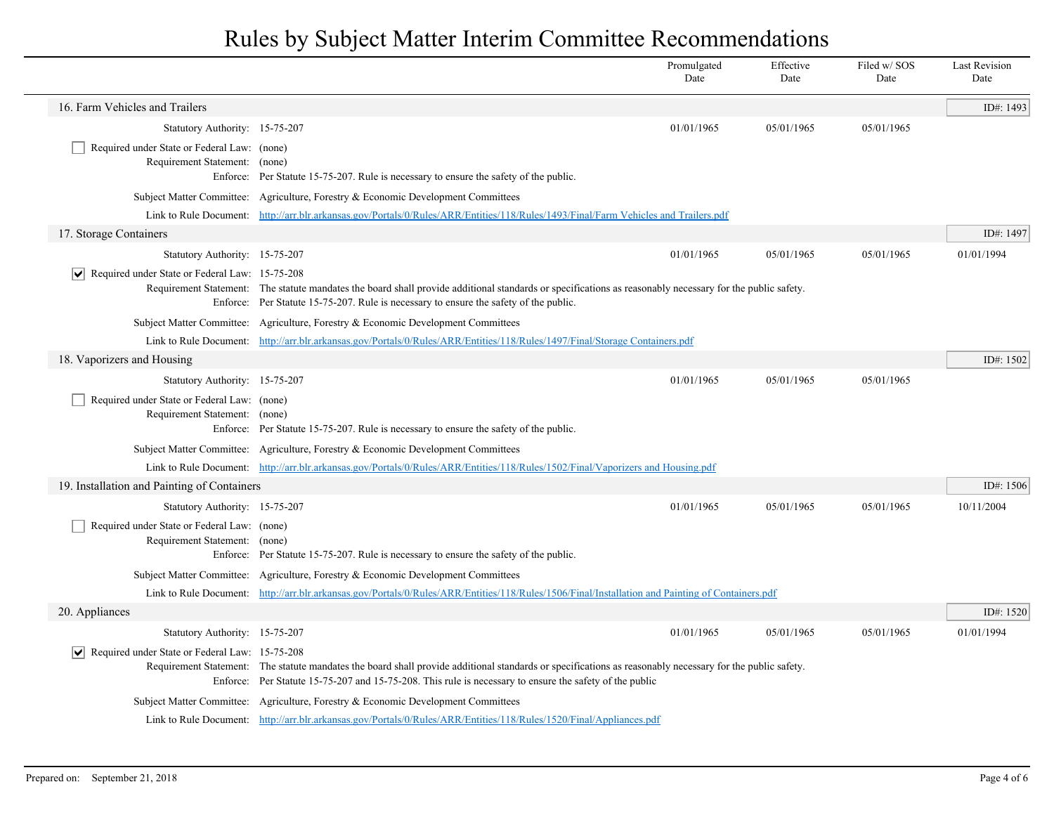# Rules by Subject Matter Interim Committee Recommendations

## 16. Farm Vehicles and Trailers

ID#: 1493

| | Promulgated Date | Effective Date | Filed w/ SOS Date | Last Revision Date |
|---|---|---|---|---|
| Statutory Authority: 15-75-207 | 01/01/1965 | 05/01/1965 | 05/01/1965 | |

- [ ] Required under State or Federal Law: (none)

Requirement Statement: (none)

Enforce: Per Statute 15-75-207. Rule is necessary to ensure the safety of the public.

Subject Matter Committee: Agriculture, Forestry & Economic Development Committees

Link to Rule Document: [http://arr.blr.arkansas.gov/Portals/0/Rules/ARR/Entities/118/Rules/1493/Final/Farm Vehicles and Trailers.pdf](http://arr.blr.arkansas.gov/Portals/0/Rules/ARR/Entities/118/Rules/1493/Final/Farm Vehicles and Trailers.pdf)

## 17. Storage Containers

ID#: 1497

| | Promulgated Date | Effective Date | Filed w/ SOS Date | Last Revision Date |
|---|---|---|---|---|
| Statutory Authority: 15-75-207 | 01/01/1965 | 05/01/1965 | 05/01/1965 | 01/01/1994 |

- [x] Required under State or Federal Law: 15-75-208

Requirement Statement: The statute mandates the board shall provide additional standards or specifications as reasonably necessary for the public safety.

Enforce: Per Statute 15-75-207. Rule is necessary to ensure the safety of the public.

Subject Matter Committee: Agriculture, Forestry & Economic Development Committees

Link to Rule Document: [http://arr.blr.arkansas.gov/Portals/0/Rules/ARR/Entities/118/Rules/1497/Final/Storage Containers.pdf](http://arr.blr.arkansas.gov/Portals/0/Rules/ARR/Entities/118/Rules/1497/Final/Storage Containers.pdf)

## 18. Vaporizers and Housing

ID#: 1502

| | Promulgated Date | Effective Date | Filed w/ SOS Date | Last Revision Date |
|---|---|---|---|---|
| Statutory Authority: 15-75-207 | 01/01/1965 | 05/01/1965 | 05/01/1965 | |

- [ ] Required under State or Federal Law: (none)

Requirement Statement: (none)

Enforce: Per Statute 15-75-207. Rule is necessary to ensure the safety of the public.

Subject Matter Committee: Agriculture, Forestry & Economic Development Committees

Link to Rule Document: [http://arr.blr.arkansas.gov/Portals/0/Rules/ARR/Entities/118/Rules/1502/Final/Vaporizers and Housing.pdf](http://arr.blr.arkansas.gov/Portals/0/Rules/ARR/Entities/118/Rules/1502/Final/Vaporizers and Housing.pdf)

## 19. Installation and Painting of Containers

ID#: 1506

| | Promulgated Date | Effective Date | Filed w/ SOS Date | Last Revision Date |
|---|---|---|---|---|
| Statutory Authority: 15-75-207 | 01/01/1965 | 05/01/1965 | 05/01/1965 | 10/11/2004 |

- [ ] Required under State or Federal Law: (none)

Requirement Statement: (none)

Enforce: Per Statute 15-75-207. Rule is necessary to ensure the safety of the public.

Subject Matter Committee: Agriculture, Forestry & Economic Development Committees

Link to Rule Document: [http://arr.blr.arkansas.gov/Portals/0/Rules/ARR/Entities/118/Rules/1506/Final/Installation and Painting of Containers.pdf](http://arr.blr.arkansas.gov/Portals/0/Rules/ARR/Entities/118/Rules/1506/Final/Installation and Painting of Containers.pdf)

## 20. Appliances

ID#: 1520

| | Promulgated Date | Effective Date | Filed w/ SOS Date | Last Revision Date |
|---|---|---|---|---|
| Statutory Authority: 15-75-207 | 01/01/1965 | 05/01/1965 | 05/01/1965 | 01/01/1994 |

- [x] Required under State or Federal Law: 15-75-208

Requirement Statement: The statute mandates the board shall provide additional standards or specifications as reasonably necessary for the public safety.

Enforce: Per Statute 15-75-207 and 15-75-208. This rule is necessary to ensure the safety of the public

Subject Matter Committee: Agriculture, Forestry & Economic Development Committees

Link to Rule Document: [http://arr.blr.arkansas.gov/Portals/0/Rules/ARR/Entities/118/Rules/1520/Final/Appliances.pdf](http://arr.blr.arkansas.gov/Portals/0/Rules/ARR/Entities/118/Rules/1520/Final/Appliances.pdf)

Prepared on: September 21, 2018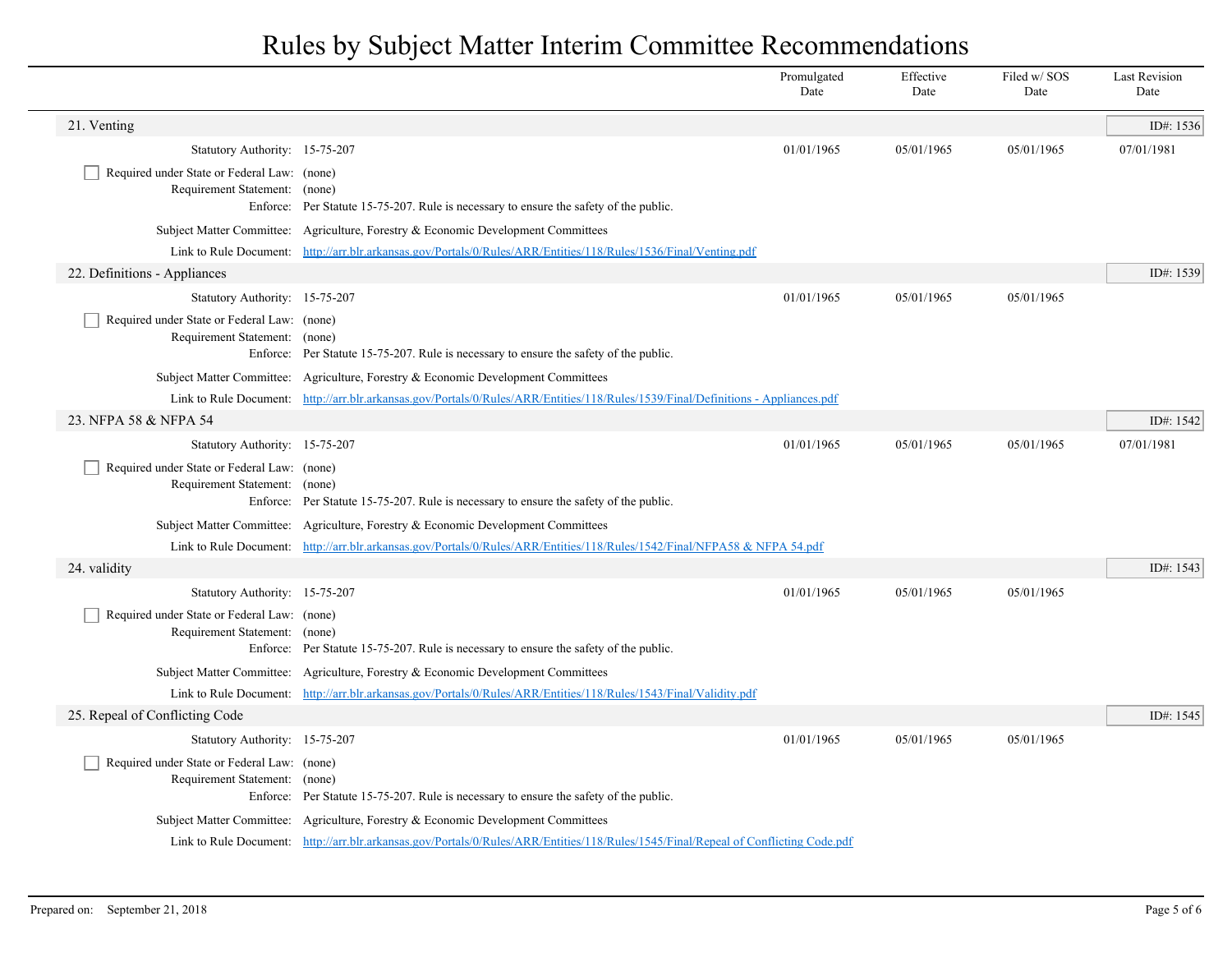# Rules by Subject Matter Interim Committee Recommendations

| | Promulgated Date | Effective Date | Filed w/ SOS Date | Last Revision Date |
|---|---|---|---|---|

## 21. Venting

ID#: 1536

| | | Promulgated Date | Effective Date | Filed w/ SOS Date | Last Revision Date |
|---|---|---|---|---|---|
| Statutory Authority: | 15-75-207 | 01/01/1965 | 05/01/1965 | 05/01/1965 | 07/01/1981 |

- [ ] Required under State or Federal Law: (none)

Requirement Statement: (none)

Enforce: Per Statute 15-75-207. Rule is necessary to ensure the safety of the public.

Subject Matter Committee: Agriculture, Forestry & Economic Development Committees

Link to Rule Document: http://arr.blr.arkansas.gov/Portals/0/Rules/ARR/Entities/118/Rules/1536/Final/Venting.pdf

## 22. Definitions - Appliances

ID#: 1539

| | | Promulgated Date | Effective Date | Filed w/ SOS Date | Last Revision Date |
|---|---|---|---|---|---|
| Statutory Authority: | 15-75-207 | 01/01/1965 | 05/01/1965 | 05/01/1965 | |

- [ ] Required under State or Federal Law: (none)

Requirement Statement: (none)

Enforce: Per Statute 15-75-207. Rule is necessary to ensure the safety of the public.

Subject Matter Committee: Agriculture, Forestry & Economic Development Committees

Link to Rule Document: http://arr.blr.arkansas.gov/Portals/0/Rules/ARR/Entities/118/Rules/1539/Final/Definitions - Appliances.pdf

## 23. NFPA 58 & NFPA 54

ID#: 1542

| | | Promulgated Date | Effective Date | Filed w/ SOS Date | Last Revision Date |
|---|---|---|---|---|---|
| Statutory Authority: | 15-75-207 | 01/01/1965 | 05/01/1965 | 05/01/1965 | 07/01/1981 |

- [ ] Required under State or Federal Law: (none)

Requirement Statement: (none)

Enforce: Per Statute 15-75-207. Rule is necessary to ensure the safety of the public.

Subject Matter Committee: Agriculture, Forestry & Economic Development Committees

Link to Rule Document: http://arr.blr.arkansas.gov/Portals/0/Rules/ARR/Entities/118/Rules/1542/Final/NFPA58 & NFPA 54.pdf

## 24. validity

ID#: 1543

| | | Promulgated Date | Effective Date | Filed w/ SOS Date | Last Revision Date |
|---|---|---|---|---|---|
| Statutory Authority: | 15-75-207 | 01/01/1965 | 05/01/1965 | 05/01/1965 | |

- [ ] Required under State or Federal Law: (none)

Requirement Statement: (none)

Enforce: Per Statute 15-75-207. Rule is necessary to ensure the safety of the public.

Subject Matter Committee: Agriculture, Forestry & Economic Development Committees

Link to Rule Document: http://arr.blr.arkansas.gov/Portals/0/Rules/ARR/Entities/118/Rules/1543/Final/Validity.pdf

## 25. Repeal of Conflicting Code

ID#: 1545

| | | Promulgated Date | Effective Date | Filed w/ SOS Date | Last Revision Date |
|---|---|---|---|---|---|
| Statutory Authority: | 15-75-207 | 01/01/1965 | 05/01/1965 | 05/01/1965 | |

- [ ] Required under State or Federal Law: (none)

Requirement Statement: (none)

Enforce: Per Statute 15-75-207. Rule is necessary to ensure the safety of the public.

Subject Matter Committee: Agriculture, Forestry & Economic Development Committees

Link to Rule Document: http://arr.blr.arkansas.gov/Portals/0/Rules/ARR/Entities/118/Rules/1545/Final/Repeal of Conflicting Code.pdf

Prepared on: September 21, 2018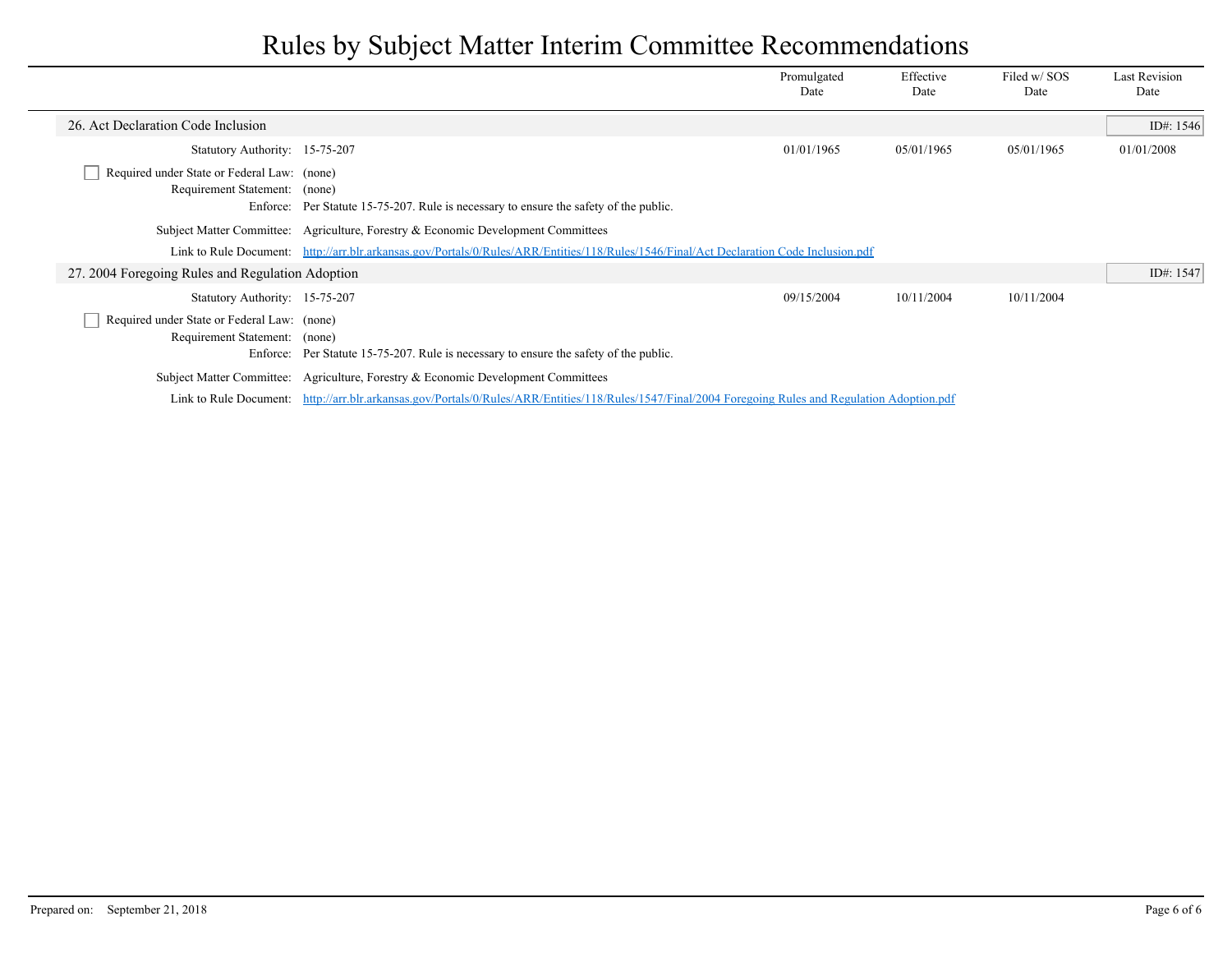# Rules by Subject Matter Interim Committee Recommendations

| | Promulgated Date | Effective Date | Filed w/ SOS Date | Last Revision Date |
|---|---|---|---|---|

## 26. Act Declaration Code Inclusion

ID#: 1546

| | | Promulgated Date | Effective Date | Filed w/ SOS Date | Last Revision Date |
|---|---|---|---|---|---|
| Statutory Authority: | 15-75-207 | 01/01/1965 | 05/01/1965 | 05/01/1965 | 01/01/2008 |

☐ Required under State or Federal Law: (none)

Requirement Statement: (none)

Enforce: Per Statute 15-75-207. Rule is necessary to ensure the safety of the public.

Subject Matter Committee: Agriculture, Forestry & Economic Development Committees

Link to Rule Document: [http://arr.blr.arkansas.gov/Portals/0/Rules/ARR/Entities/118/Rules/1546/Final/Act Declaration Code Inclusion.pdf](http://arr.blr.arkansas.gov/Portals/0/Rules/ARR/Entities/118/Rules/1546/Final/Act Declaration Code Inclusion.pdf)

## 27. 2004 Foregoing Rules and Regulation Adoption

ID#: 1547

| | | Promulgated Date | Effective Date | Filed w/ SOS Date | Last Revision Date |
|---|---|---|---|---|---|
| Statutory Authority: | 15-75-207 | 09/15/2004 | 10/11/2004 | 10/11/2004 | |

☐ Required under State or Federal Law: (none)

Requirement Statement: (none)

Enforce: Per Statute 15-75-207. Rule is necessary to ensure the safety of the public.

Subject Matter Committee: Agriculture, Forestry & Economic Development Committees

Link to Rule Document: [http://arr.blr.arkansas.gov/Portals/0/Rules/ARR/Entities/118/Rules/1547/Final/2004 Foregoing Rules and Regulation Adoption.pdf](http://arr.blr.arkansas.gov/Portals/0/Rules/ARR/Entities/118/Rules/1547/Final/2004 Foregoing Rules and Regulation Adoption.pdf)

Prepared on: September 21, 2018